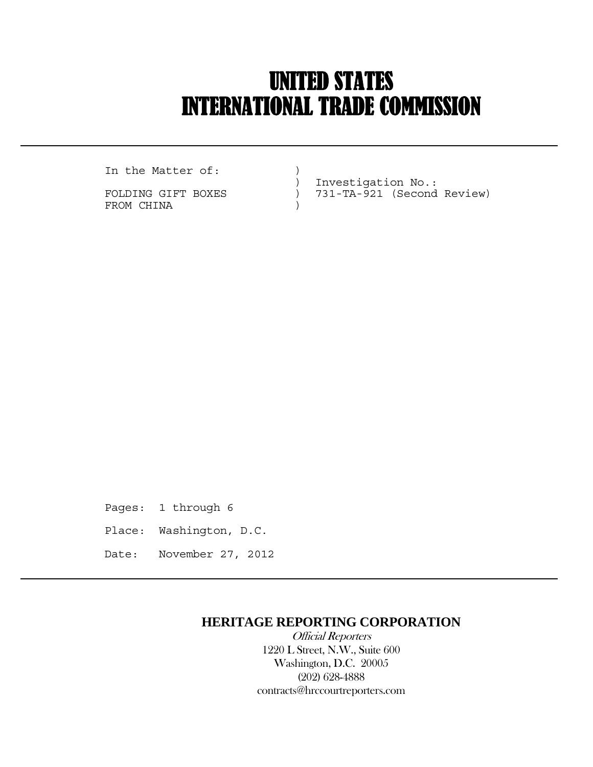# UNITED STATES
# INTERNATIONAL TRADE COMMISSION

```
In the Matter of:          )
                           )  Investigation No.:
FOLDING GIFT BOXES         )  731-TA-921 (Second Review)
FROM CHINA                 )
```

Pages: 1 through 6

Place: Washington, D.C.

Date: November 27, 2012

**HERITAGE REPORTING CORPORATION**

*Official Reporters*

1220 L Street, N.W., Suite 600

Washington, D.C. 20005

(202) 628-4888

contracts@hrccourtreporters.com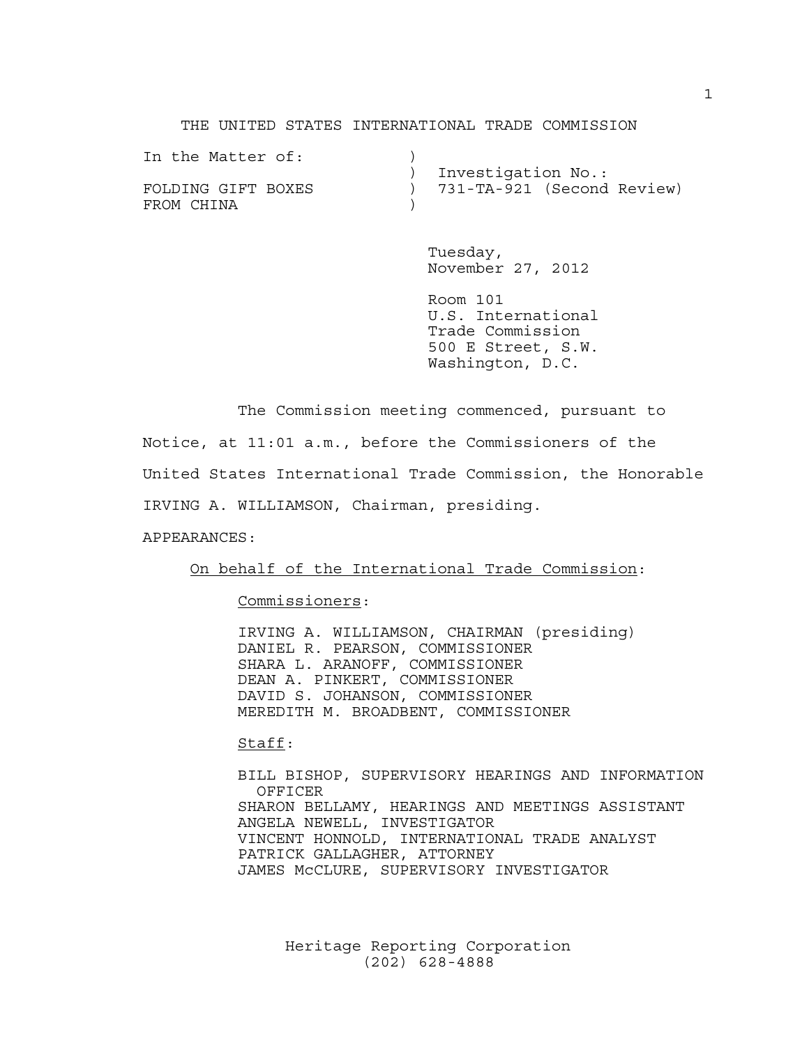THE UNITED STATES INTERNATIONAL TRADE COMMISSION

```
In the Matter of:            )
                             )  Investigation No.:
FOLDING GIFT BOXES           )  731-TA-921 (Second Review)
FROM CHINA                   )
```

Tuesday,
November 27, 2012

Room 101
U.S. International
Trade Commission
500 E Street, S.W.
Washington, D.C.

The Commission meeting commenced, pursuant to Notice, at 11:01 a.m., before the Commissioners of the United States International Trade Commission, the Honorable IRVING A. WILLIAMSON, Chairman, presiding.

APPEARANCES:

On behalf of the International Trade Commission:

Commissioners:

IRVING A. WILLIAMSON, CHAIRMAN (presiding)
DANIEL R. PEARSON, COMMISSIONER
SHARA L. ARANOFF, COMMISSIONER
DEAN A. PINKERT, COMMISSIONER
DAVID S. JOHANSON, COMMISSIONER
MEREDITH M. BROADBENT, COMMISSIONER

Staff:

BILL BISHOP, SUPERVISORY HEARINGS AND INFORMATION OFFICER
SHARON BELLAMY, HEARINGS AND MEETINGS ASSISTANT
ANGELA NEWELL, INVESTIGATOR
VINCENT HONNOLD, INTERNATIONAL TRADE ANALYST
PATRICK GALLAGHER, ATTORNEY
JAMES McCLURE, SUPERVISORY INVESTIGATOR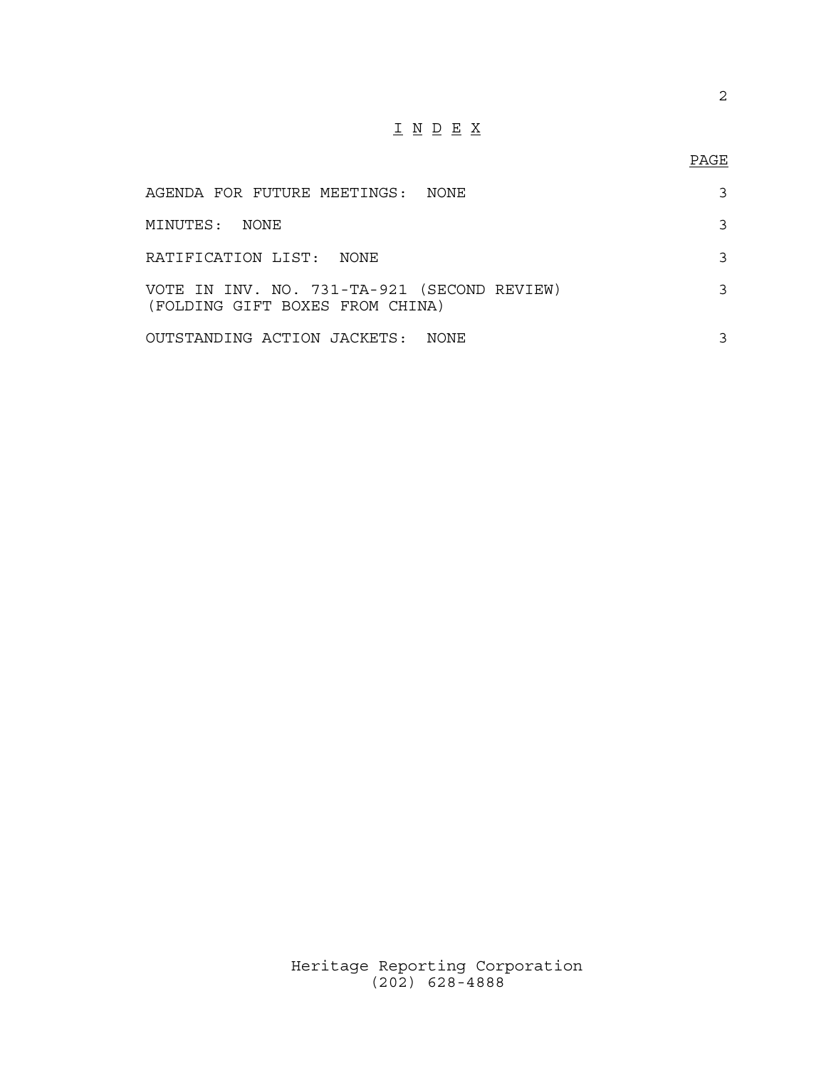# I N D E X

| | PAGE |
|---|---|
| AGENDA FOR FUTURE MEETINGS: NONE | 3 |
| MINUTES: NONE | 3 |
| RATIFICATION LIST: NONE | 3 |
| VOTE IN INV. NO. 731-TA-921 (SECOND REVIEW) (FOLDING GIFT BOXES FROM CHINA) | 3 |
| OUTSTANDING ACTION JACKETS: NONE | 3 |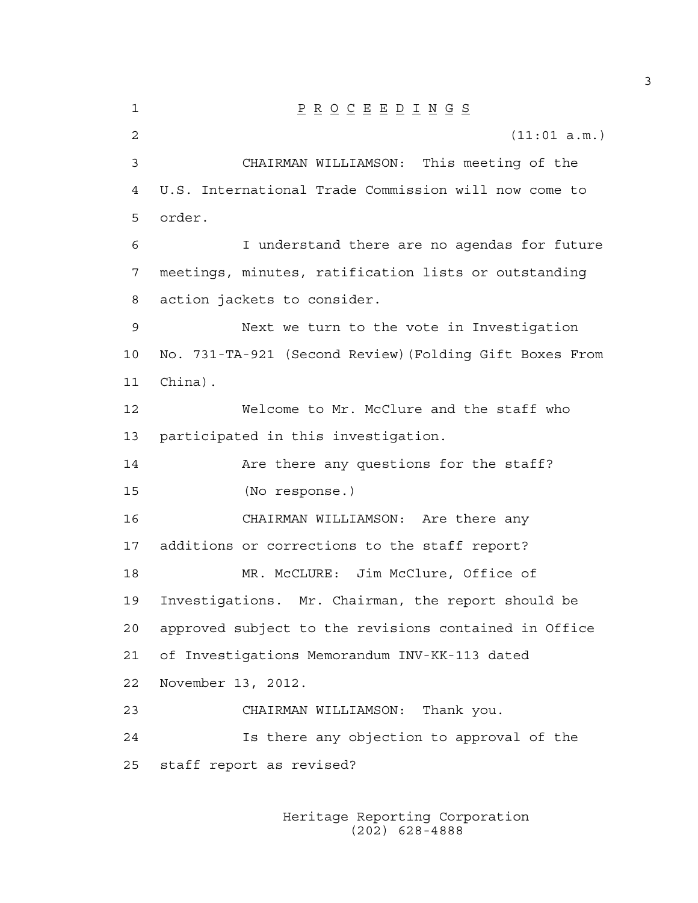# P R O C E E D I N G S

(11:01 a.m.)

CHAIRMAN WILLIAMSON: This meeting of the U.S. International Trade Commission will now come to order.

I understand there are no agendas for future meetings, minutes, ratification lists or outstanding action jackets to consider.

Next we turn to the vote in Investigation No. 731-TA-921 (Second Review)(Folding Gift Boxes From China).

Welcome to Mr. McClure and the staff who participated in this investigation.

Are there any questions for the staff?

(No response.)

CHAIRMAN WILLIAMSON: Are there any additions or corrections to the staff report?

MR. McCLURE: Jim McClure, Office of Investigations. Mr. Chairman, the report should be approved subject to the revisions contained in Office of Investigations Memorandum INV-KK-113 dated November 13, 2012.

CHAIRMAN WILLIAMSON: Thank you.

Is there any objection to approval of the staff report as revised?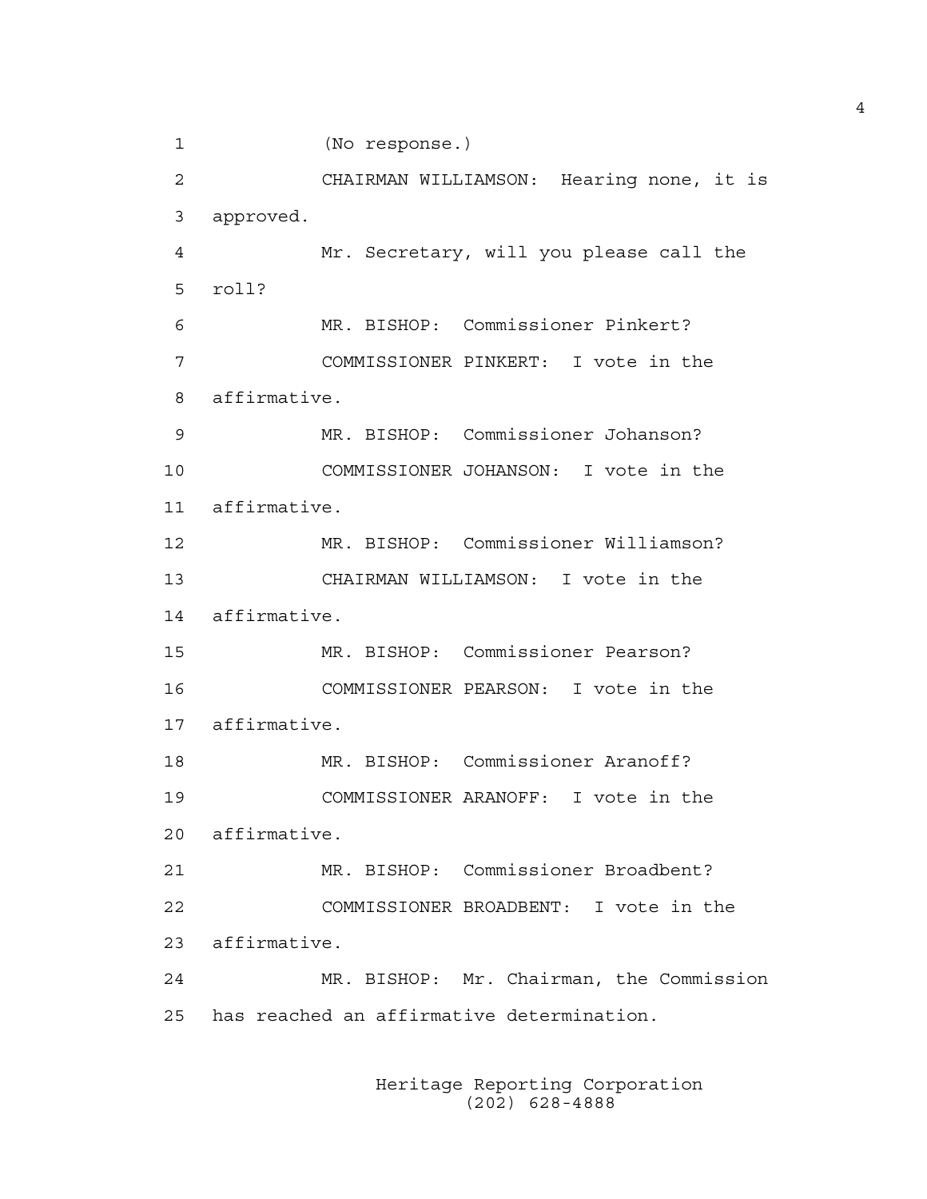(No response.)

CHAIRMAN WILLIAMSON: Hearing none, it is approved.

Mr. Secretary, will you please call the roll?

MR. BISHOP: Commissioner Pinkert?

COMMISSIONER PINKERT: I vote in the affirmative.

MR. BISHOP: Commissioner Johanson?

COMMISSIONER JOHANSON: I vote in the affirmative.

MR. BISHOP: Commissioner Williamson?

CHAIRMAN WILLIAMSON: I vote in the affirmative.

MR. BISHOP: Commissioner Pearson?

COMMISSIONER PEARSON: I vote in the affirmative.

MR. BISHOP: Commissioner Aranoff?

COMMISSIONER ARANOFF: I vote in the affirmative.

MR. BISHOP: Commissioner Broadbent?

COMMISSIONER BROADBENT: I vote in the affirmative.

MR. BISHOP: Mr. Chairman, the Commission has reached an affirmative determination.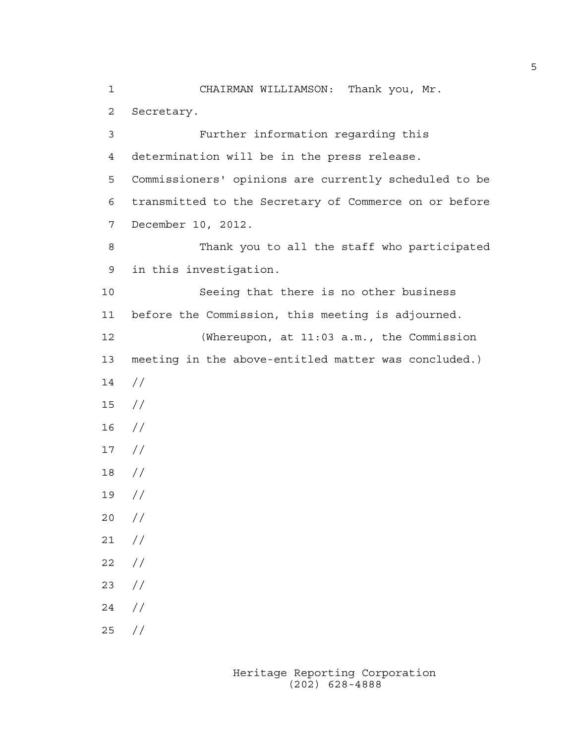CHAIRMAN WILLIAMSON: Thank you, Mr. Secretary.

Further information regarding this determination will be in the press release. Commissioners' opinions are currently scheduled to be transmitted to the Secretary of Commerce on or before December 10, 2012.

Thank you to all the staff who participated in this investigation.

Seeing that there is no other business before the Commission, this meeting is adjourned.

(Whereupon, at 11:03 a.m., the Commission meeting in the above-entitled matter was concluded.)

//

//

//

//

//

//

//

//

//

//

//

//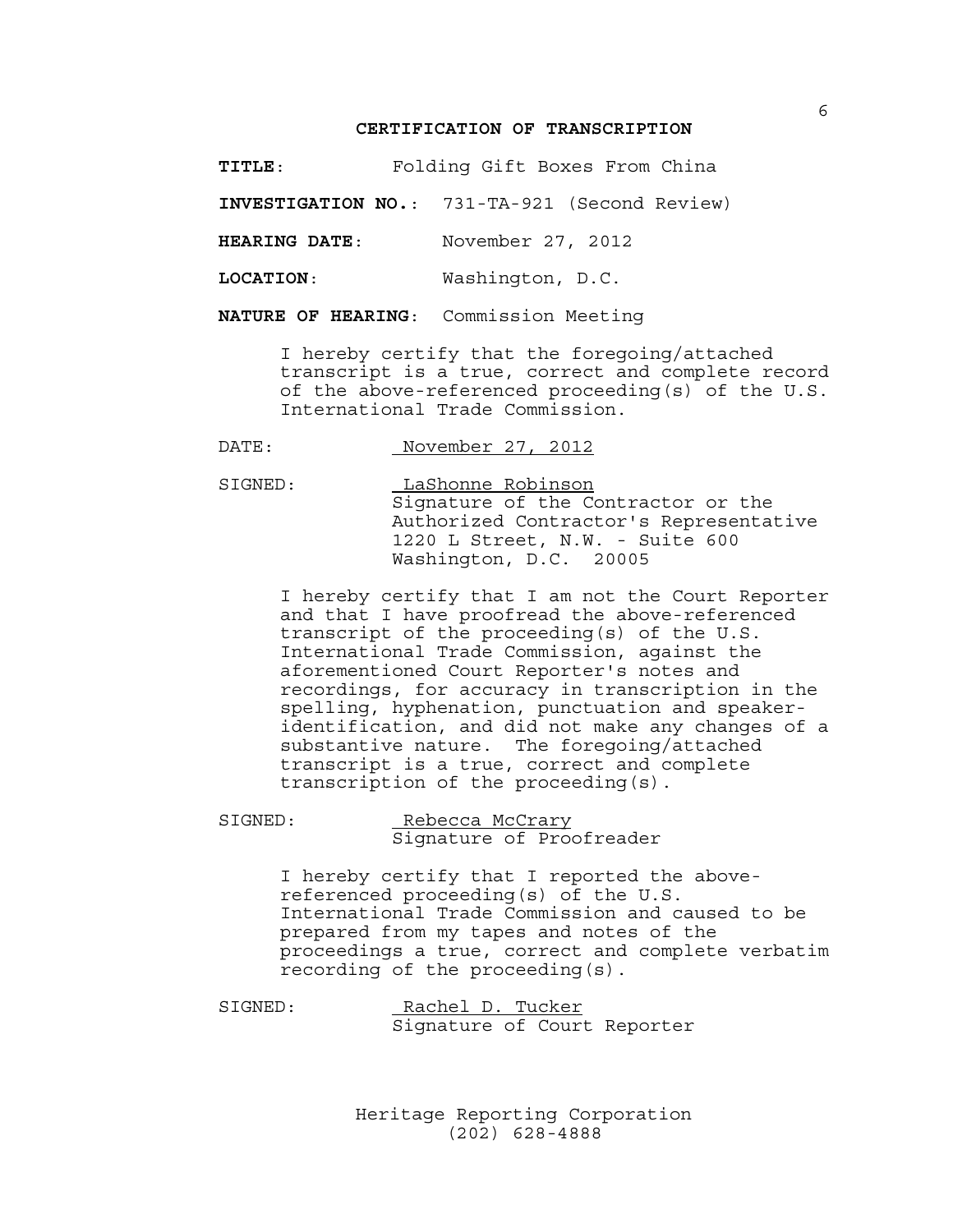**CERTIFICATION OF TRANSCRIPTION**

**TITLE**: Folding Gift Boxes From China

**INVESTIGATION NO.**: 731-TA-921 (Second Review)

**HEARING DATE**: November 27, 2012

**LOCATION**: Washington, D.C.

**NATURE OF HEARING**: Commission Meeting

I hereby certify that the foregoing/attached transcript is a true, correct and complete record of the above-referenced proceeding(s) of the U.S. International Trade Commission.

DATE: November 27, 2012

SIGNED: LaShonne Robinson
Signature of the Contractor or the Authorized Contractor's Representative
1220 L Street, N.W. - Suite 600
Washington, D.C. 20005

I hereby certify that I am not the Court Reporter and that I have proofread the above-referenced transcript of the proceeding(s) of the U.S. International Trade Commission, against the aforementioned Court Reporter's notes and recordings, for accuracy in transcription in the spelling, hyphenation, punctuation and speaker-identification, and did not make any changes of a substantive nature. The foregoing/attached transcript is a true, correct and complete transcription of the proceeding(s).

SIGNED: Rebecca McCrary
Signature of Proofreader

I hereby certify that I reported the above-referenced proceeding(s) of the U.S. International Trade Commission and caused to be prepared from my tapes and notes of the proceedings a true, correct and complete verbatim recording of the proceeding(s).

SIGNED: Rachel D. Tucker
Signature of Court Reporter